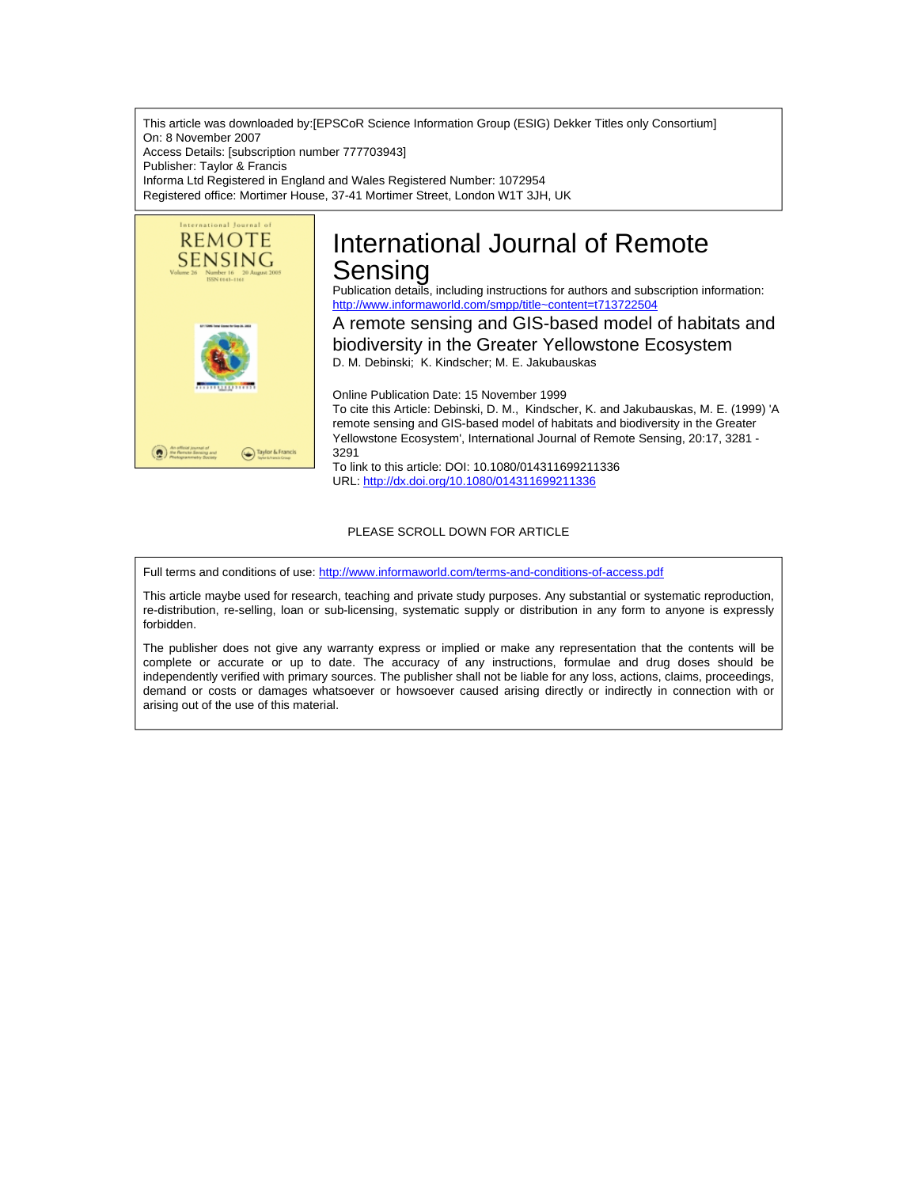This article was downloaded by:[EPSCoR Science Information Group (ESIG) Dekker Titles only Consortium]
On: 8 November 2007
Access Details: [subscription number 777703943]
Publisher: Taylor & Francis
Informa Ltd Registered in England and Wales Registered Number: 1072954
Registered office: Mortimer House, 37-41 Mortimer Street, London W1T 3JH, UK

# International Journal of Remote Sensing

Publication details, including instructions for authors and subscription information:
http://www.informaworld.com/smpp/title~content=t713722504

## A remote sensing and GIS-based model of habitats and biodiversity in the Greater Yellowstone Ecosystem

D. M. Debinski; K. Kindscher; M. E. Jakubauskas

Online Publication Date: 15 November 1999

To cite this Article: Debinski, D. M., Kindscher, K. and Jakubauskas, M. E. (1999) 'A remote sensing and GIS-based model of habitats and biodiversity in the Greater Yellowstone Ecosystem', International Journal of Remote Sensing, 20:17, 3281 - 3291

To link to this article: DOI: 10.1080/014311699211336
URL: http://dx.doi.org/10.1080/014311699211336

PLEASE SCROLL DOWN FOR ARTICLE

Full terms and conditions of use: http://www.informaworld.com/terms-and-conditions-of-access.pdf

This article maybe used for research, teaching and private study purposes. Any substantial or systematic reproduction, re-distribution, re-selling, loan or sub-licensing, systematic supply or distribution in any form to anyone is expressly forbidden.

The publisher does not give any warranty express or implied or make any representation that the contents will be complete or accurate or up to date. The accuracy of any instructions, formulae and drug doses should be independently verified with primary sources. The publisher shall not be liable for any loss, actions, claims, proceedings, demand or costs or damages whatsoever or howsoever caused arising directly or indirectly in connection with or arising out of the use of this material.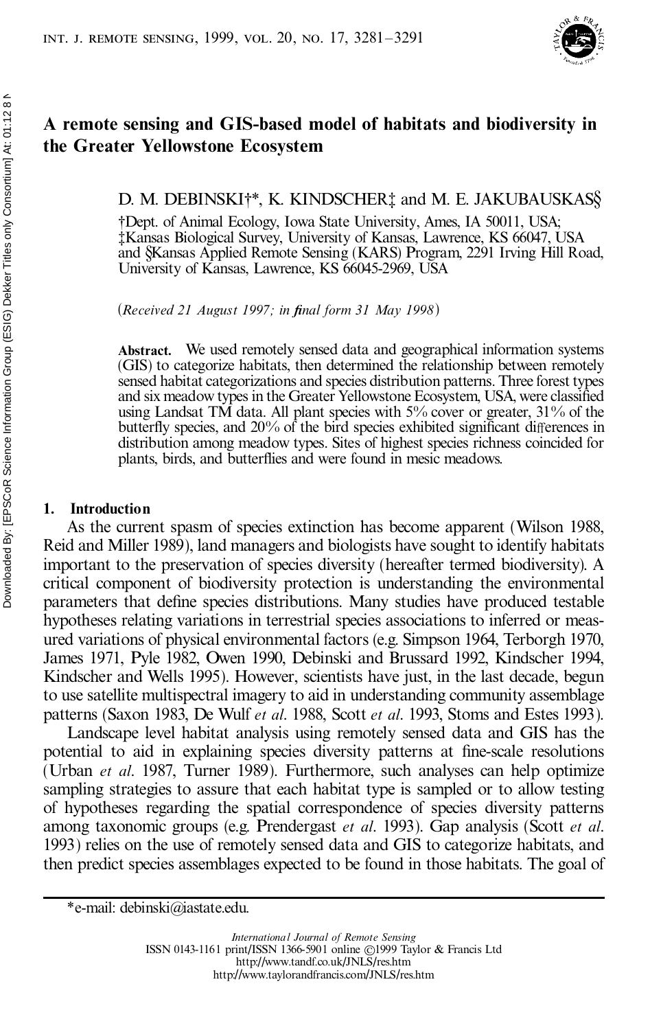# A remote sensing and GIS-based model of habitats and biodiversity in the Greater Yellowstone Ecosystem

D. M. DEBINSKI†*, K. KINDSCHER‡ and M. E. JAKUBAUSKAS§

†Dept. of Animal Ecology, Iowa State University, Ames, IA 50011, USA;
‡Kansas Biological Survey, University of Kansas, Lawrence, KS 66047, USA
and §Kansas Applied Remote Sensing (KARS) Program, 2291 Irving Hill Road, University of Kansas, Lawrence, KS 66045-2969, USA

(*Received 21 August 1997; in final form 31 May 1998*)

**Abstract.** We used remotely sensed data and geographical information systems (GIS) to categorize habitats, then determined the relationship between remotely sensed habitat categorizations and species distribution patterns. Three forest types and six meadow types in the Greater Yellowstone Ecosystem, USA, were classified using Landsat TM data. All plant species with 5% cover or greater, 31% of the butterfly species, and 20% of the bird species exhibited significant differences in distribution among meadow types. Sites of highest species richness coincided for plants, birds, and butterflies and were found in mesic meadows.

## 1. Introduction

As the current spasm of species extinction has become apparent (Wilson 1988, Reid and Miller 1989), land managers and biologists have sought to identify habitats important to the preservation of species diversity (hereafter termed biodiversity). A critical component of biodiversity protection is understanding the environmental parameters that define species distributions. Many studies have produced testable hypotheses relating variations in terrestrial species associations to inferred or measured variations of physical environmental factors (e.g. Simpson 1964, Terborgh 1970, James 1971, Pyle 1982, Owen 1990, Debinski and Brussard 1992, Kindscher 1994, Kindscher and Wells 1995). However, scientists have just, in the last decade, begun to use satellite multispectral imagery to aid in understanding community assemblage patterns (Saxon 1983, De Wulf *et al*. 1988, Scott *et al*. 1993, Stoms and Estes 1993).

Landscape level habitat analysis using remotely sensed data and GIS has the potential to aid in explaining species diversity patterns at fine-scale resolutions (Urban *et al*. 1987, Turner 1989). Furthermore, such analyses can help optimize sampling strategies to assure that each habitat type is sampled or to allow testing of hypotheses regarding the spatial correspondence of species diversity patterns among taxonomic groups (e.g. Prendergast *et al*. 1993). Gap analysis (Scott *et al*. 1993) relies on the use of remotely sensed data and GIS to categorize habitats, and then predict species assemblages expected to be found in those habitats. The goal of

*e-mail: debinski@iastate.edu.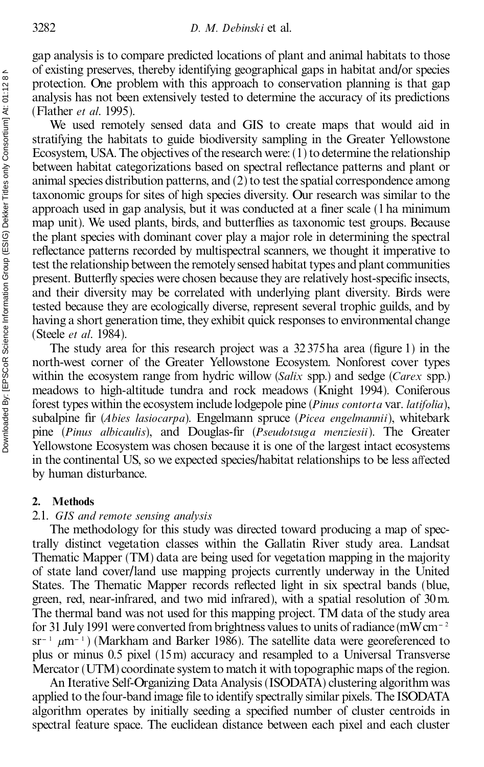gap analysis is to compare predicted locations of plant and animal habitats to those of existing preserves, thereby identifying geographical gaps in habitat and/or species protection. One problem with this approach to conservation planning is that gap analysis has not been extensively tested to determine the accuracy of its predictions (Flather *et al.* 1995).

We used remotely sensed data and GIS to create maps that would aid in stratifying the habitats to guide biodiversity sampling in the Greater Yellowstone Ecosystem, USA. The objectives of the research were: (1) to determine the relationship between habitat categorizations based on spectral reflectance patterns and plant or animal species distribution patterns, and (2) to test the spatial correspondence among taxonomic groups for sites of high species diversity. Our research was similar to the approach used in gap analysis, but it was conducted at a finer scale (1 ha minimum map unit). We used plants, birds, and butterflies as taxonomic test groups. Because the plant species with dominant cover play a major role in determining the spectral reflectance patterns recorded by multispectral scanners, we thought it imperative to test the relationship between the remotely sensed habitat types and plant communities present. Butterfly species were chosen because they are relatively host-specific insects, and their diversity may be correlated with underlying plant diversity. Birds were tested because they are ecologically diverse, represent several trophic guilds, and by having a short generation time, they exhibit quick responses to environmental change (Steele *et al.* 1984).

The study area for this research project was a 32 375 ha area (figure 1) in the north-west corner of the Greater Yellowstone Ecosystem. Nonforest cover types within the ecosystem range from hydric willow (*Salix* spp.) and sedge (*Carex* spp.) meadows to high-altitude tundra and rock meadows (Knight 1994). Coniferous forest types within the ecosystem include lodgepole pine (*Pinus contorta* var. *latifolia*), subalpine fir (*Abies lasiocarpa*). Engelmann spruce (*Picea engelmannii*), whitebark pine (*Pinus albicaulis*), and Douglas-fir (*Pseudotsuga menziesii*). The Greater Yellowstone Ecosystem was chosen because it is one of the largest intact ecosystems in the continental US, so we expected species/habitat relationships to be less affected by human disturbance.

## 2. Methods

### 2.1. *GIS and remote sensing analysis*

The methodology for this study was directed toward producing a map of spectrally distinct vegetation classes within the Gallatin River study area. Landsat Thematic Mapper (TM) data are being used for vegetation mapping in the majority of state land cover/land use mapping projects currently underway in the United States. The Thematic Mapper records reflected light in six spectral bands (blue, green, red, near-infrared, and two mid infrared), with a spatial resolution of 30 m. The thermal band was not used for this mapping project. TM data of the study area for 31 July 1991 were converted from brightness values to units of radiance (mW $\mathrm{cm}^{-2}$ $\mathrm{sr}^{-1}$ $\mu\mathrm{m}^{-1}$) (Markham and Barker 1986). The satellite data were georeferenced to plus or minus 0.5 pixel (15 m) accuracy and resampled to a Universal Transverse Mercator (UTM) coordinate system to match it with topographic maps of the region.

An Iterative Self-Organizing Data Analysis (ISODATA) clustering algorithm was applied to the four-band image file to identify spectrally similar pixels. The ISODATA algorithm operates by initially seeding a specified number of cluster centroids in spectral feature space. The euclidean distance between each pixel and each cluster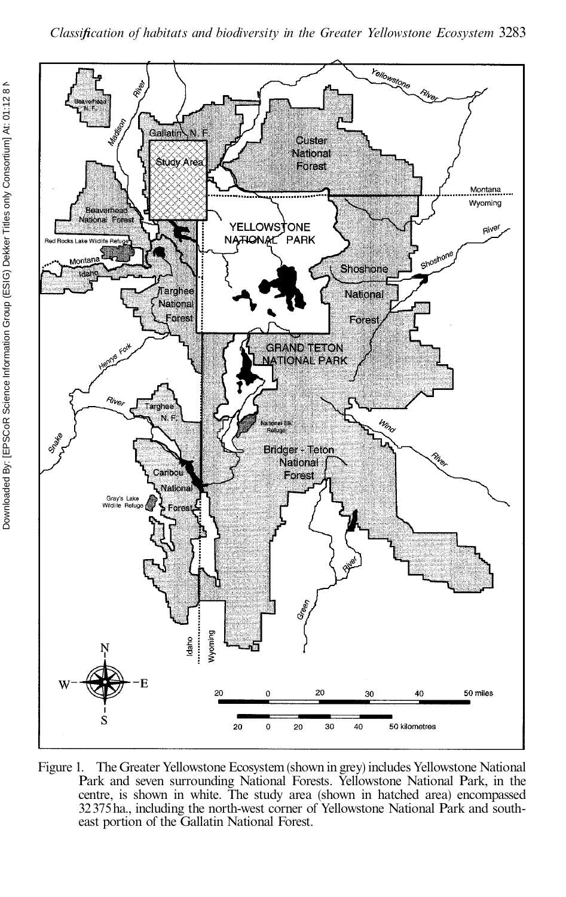Figure 1. The Greater Yellowstone Ecosystem (shown in grey) includes Yellowstone National Park and seven surrounding National Forests. Yellowstone National Park, in the centre, is shown in white. The study area (shown in hatched area) encompassed 32 375 ha., including the north-west corner of Yellowstone National Park and south-east portion of the Gallatin National Forest.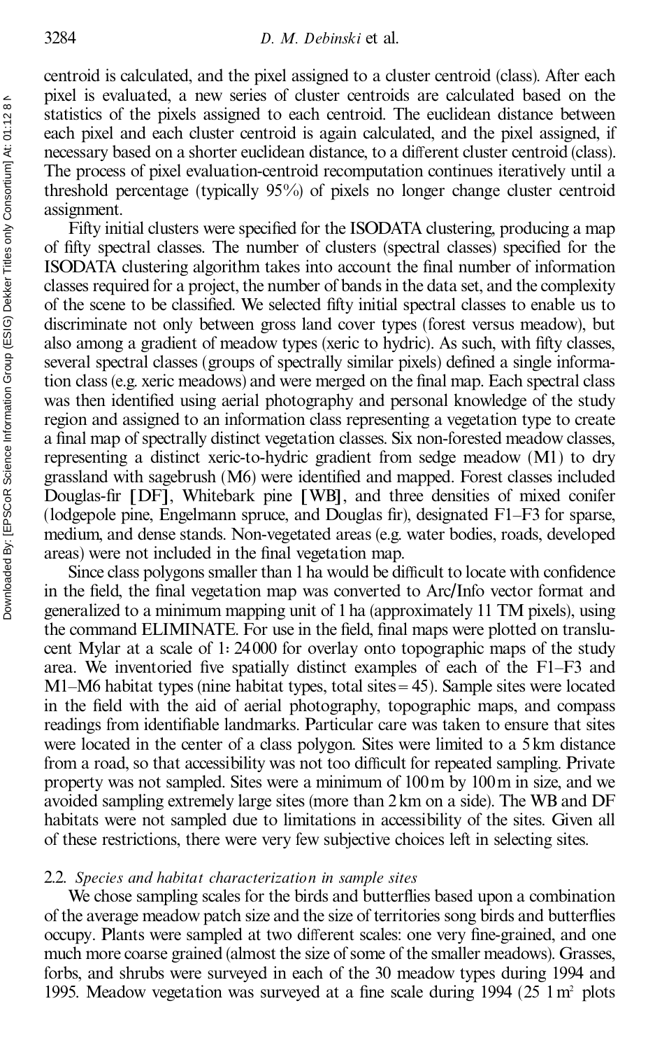centroid is calculated, and the pixel assigned to a cluster centroid (class). After each pixel is evaluated, a new series of cluster centroids are calculated based on the statistics of the pixels assigned to each centroid. The euclidean distance between each pixel and each cluster centroid is again calculated, and the pixel assigned, if necessary based on a shorter euclidean distance, to a different cluster centroid (class). The process of pixel evaluation-centroid recomputation continues iteratively until a threshold percentage (typically 95%) of pixels no longer change cluster centroid assignment.

Fifty initial clusters were specified for the ISODATA clustering, producing a map of fifty spectral classes. The number of clusters (spectral classes) specified for the ISODATA clustering algorithm takes into account the final number of information classes required for a project, the number of bands in the data set, and the complexity of the scene to be classified. We selected fifty initial spectral classes to enable us to discriminate not only between gross land cover types (forest versus meadow), but also among a gradient of meadow types (xeric to hydric). As such, with fifty classes, several spectral classes (groups of spectrally similar pixels) defined a single information class (e.g. xeric meadows) and were merged on the final map. Each spectral class was then identified using aerial photography and personal knowledge of the study region and assigned to an information class representing a vegetation type to create a final map of spectrally distinct vegetation classes. Six non-forested meadow classes, representing a distinct xeric-to-hydric gradient from sedge meadow (M1) to dry grassland with sagebrush (M6) were identified and mapped. Forest classes included Douglas-fir [DF], Whitebark pine [WB], and three densities of mixed conifer (lodgepole pine, Engelmann spruce, and Douglas fir), designated F1–F3 for sparse, medium, and dense stands. Non-vegetated areas (e.g. water bodies, roads, developed areas) were not included in the final vegetation map.

Since class polygons smaller than 1 ha would be difficult to locate with confidence in the field, the final vegetation map was converted to Arc/Info vector format and generalized to a minimum mapping unit of 1 ha (approximately 11 TM pixels), using the command ELIMINATE. For use in the field, final maps were plotted on translucent Mylar at a scale of 1:24 000 for overlay onto topographic maps of the study area. We inventoried five spatially distinct examples of each of the F1–F3 and M1–M6 habitat types (nine habitat types, total sites = 45). Sample sites were located in the field with the aid of aerial photography, topographic maps, and compass readings from identifiable landmarks. Particular care was taken to ensure that sites were located in the center of a class polygon. Sites were limited to a 5 km distance from a road, so that accessibility was not too difficult for repeated sampling. Private property was not sampled. Sites were a minimum of 100 m by 100 m in size, and we avoided sampling extremely large sites (more than 2 km on a side). The WB and DF habitats were not sampled due to limitations in accessibility of the sites. Given all of these restrictions, there were very few subjective choices left in selecting sites.

### 2.2. *Species and habitat characterization in sample sites*

We chose sampling scales for the birds and butterflies based upon a combination of the average meadow patch size and the size of territories song birds and butterflies occupy. Plants were sampled at two different scales: one very fine-grained, and one much more coarse grained (almost the size of some of the smaller meadows). Grasses, forbs, and shrubs were surveyed in each of the 30 meadow types during 1994 and 1995. Meadow vegetation was surveyed at a fine scale during 1994 (25 1 m$^2$ plots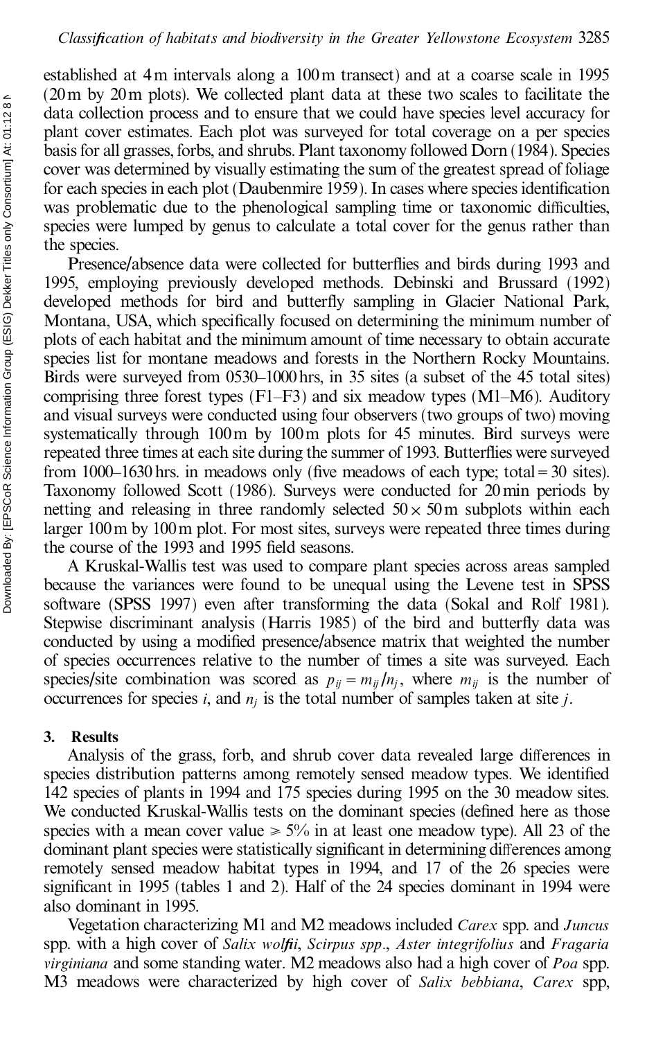established at 4 m intervals along a 100 m transect) and at a coarse scale in 1995 (20 m by 20 m plots). We collected plant data at these two scales to facilitate the data collection process and to ensure that we could have species level accuracy for plant cover estimates. Each plot was surveyed for total coverage on a per species basis for all grasses, forbs, and shrubs. Plant taxonomy followed Dorn (1984). Species cover was determined by visually estimating the sum of the greatest spread of foliage for each species in each plot (Daubenmire 1959). In cases where species identification was problematic due to the phenological sampling time or taxonomic difficulties, species were lumped by genus to calculate a total cover for the genus rather than the species.

Presence/absence data were collected for butterflies and birds during 1993 and 1995, employing previously developed methods. Debinski and Brussard (1992) developed methods for bird and butterfly sampling in Glacier National Park, Montana, USA, which specifically focused on determining the minimum number of plots of each habitat and the minimum amount of time necessary to obtain accurate species list for montane meadows and forests in the Northern Rocky Mountains. Birds were surveyed from 0530–1000 hrs, in 35 sites (a subset of the 45 total sites) comprising three forest types (F1–F3) and six meadow types (M1–M6). Auditory and visual surveys were conducted using four observers (two groups of two) moving systematically through 100 m by 100 m plots for 45 minutes. Bird surveys were repeated three times at each site during the summer of 1993. Butterflies were surveyed from 1000–1630 hrs. in meadows only (five meadows of each type; total = 30 sites). Taxonomy followed Scott (1986). Surveys were conducted for 20 min periods by netting and releasing in three randomly selected $50 \times 50$ m subplots within each larger 100 m by 100 m plot. For most sites, surveys were repeated three times during the course of the 1993 and 1995 field seasons.

A Kruskal-Wallis test was used to compare plant species across areas sampled because the variances were found to be unequal using the Levene test in SPSS software (SPSS 1997) even after transforming the data (Sokal and Rolf 1981). Stepwise discriminant analysis (Harris 1985) of the bird and butterfly data was conducted by using a modified presence/absence matrix that weighted the number of species occurrences relative to the number of times a site was surveyed. Each species/site combination was scored as $p_{ij} = m_{ij}/n_j$, where $m_{ij}$ is the number of occurrences for species $i$, and $n_j$ is the total number of samples taken at site $j$.

## 3. Results

Analysis of the grass, forb, and shrub cover data revealed large differences in species distribution patterns among remotely sensed meadow types. We identified 142 species of plants in 1994 and 175 species during 1995 on the 30 meadow sites. We conducted Kruskal-Wallis tests on the dominant species (defined here as those species with a mean cover value $\geq 5\%$ in at least one meadow type). All 23 of the dominant plant species were statistically significant in determining differences among remotely sensed meadow habitat types in 1994, and 17 of the 26 species were significant in 1995 (tables 1 and 2). Half of the 24 species dominant in 1994 were also dominant in 1995.

Vegetation characterizing M1 and M2 meadows included *Carex* spp. and *Juncus* spp. with a high cover of *Salix wolfii*, *Scirpus spp*., *Aster integrifolius* and *Fragaria virginiana* and some standing water. M2 meadows also had a high cover of *Poa* spp. M3 meadows were characterized by high cover of *Salix bebbiana*, *Carex* spp,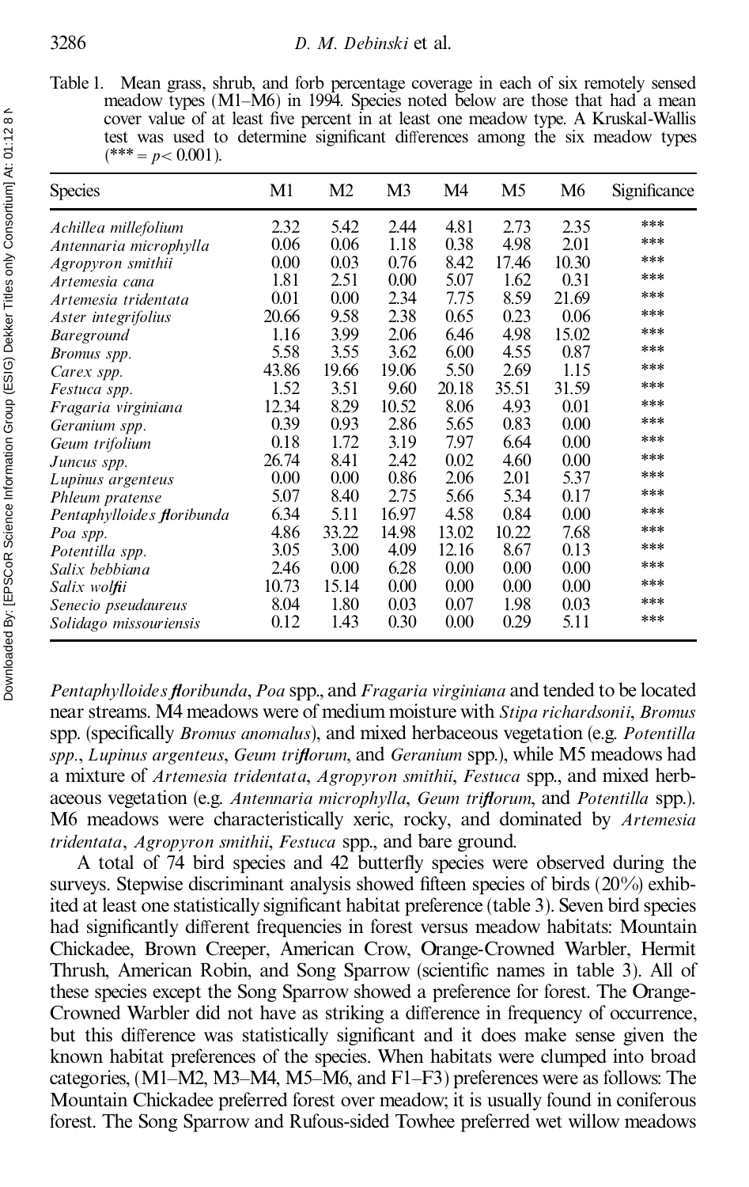Table 1. Mean grass, shrub, and forb percentage coverage in each of six remotely sensed meadow types (M1–M6) in 1994. Species noted below are those that had a mean cover value of at least five percent in at least one meadow type. A Kruskal-Wallis test was used to determine significant differences among the six meadow types (*** = $p < 0.001$).

| Species | M1 | M2 | M3 | M4 | M5 | M6 | Significance |
|---|---|---|---|---|---|---|---|
| *Achillea millefolium* | 2.32 | 5.42 | 2.44 | 4.81 | 2.73 | 2.35 | *** |
| *Antennaria microphylla* | 0.06 | 0.06 | 1.18 | 0.38 | 4.98 | 2.01 | *** |
| *Agropyron smithii* | 0.00 | 0.03 | 0.76 | 8.42 | 17.46 | 10.30 | *** |
| *Artemesia cana* | 1.81 | 2.51 | 0.00 | 5.07 | 1.62 | 0.31 | *** |
| *Artemesia tridentata* | 0.01 | 0.00 | 2.34 | 7.75 | 8.59 | 21.69 | *** |
| *Aster integrifolius* | 20.66 | 9.58 | 2.38 | 0.65 | 0.23 | 0.06 | *** |
| Bareground | 1.16 | 3.99 | 2.06 | 6.46 | 4.98 | 15.02 | *** |
| *Bromus spp.* | 5.58 | 3.55 | 3.62 | 6.00 | 4.55 | 0.87 | *** |
| *Carex spp.* | 43.86 | 19.66 | 19.06 | 5.50 | 2.69 | 1.15 | *** |
| *Festuca spp.* | 1.52 | 3.51 | 9.60 | 20.18 | 35.51 | 31.59 | *** |
| *Fragaria virginiana* | 12.34 | 8.29 | 10.52 | 8.06 | 4.93 | 0.01 | *** |
| *Geranium spp.* | 0.39 | 0.93 | 2.86 | 5.65 | 0.83 | 0.00 | *** |
| *Geum trifolium* | 0.18 | 1.72 | 3.19 | 7.97 | 6.64 | 0.00 | *** |
| *Juncus spp.* | 26.74 | 8.41 | 2.42 | 0.02 | 4.60 | 0.00 | *** |
| *Lupinus argenteus* | 0.00 | 0.00 | 0.86 | 2.06 | 2.01 | 5.37 | *** |
| *Phleum pratense* | 5.07 | 8.40 | 2.75 | 5.66 | 5.34 | 0.17 | *** |
| *Pentaphylloides floribunda* | 6.34 | 5.11 | 16.97 | 4.58 | 0.84 | 0.00 | *** |
| *Poa spp.* | 4.86 | 33.22 | 14.98 | 13.02 | 10.22 | 7.68 | *** |
| *Potentilla spp.* | 3.05 | 3.00 | 4.09 | 12.16 | 8.67 | 0.13 | *** |
| *Salix bebbiana* | 2.46 | 0.00 | 6.28 | 0.00 | 0.00 | 0.00 | *** |
| *Salix wolfii* | 10.73 | 15.14 | 0.00 | 0.00 | 0.00 | 0.00 | *** |
| *Senecio pseudaureus* | 8.04 | 1.80 | 0.03 | 0.07 | 1.98 | 0.03 | *** |
| *Solidago missouriensis* | 0.12 | 1.43 | 0.30 | 0.00 | 0.29 | 5.11 | *** |

*Pentaphylloides floribunda*, *Poa* spp., and *Fragaria virginiana* and tended to be located near streams. M4 meadows were of medium moisture with *Stipa richardsonii*, *Bromus* spp. (specifically *Bromus anomalus*), and mixed herbaceous vegetation (e.g. *Potentilla spp.*, *Lupinus argenteus*, *Geum triflorum*, and *Geranium* spp.), while M5 meadows had a mixture of *Artemesia tridentata*, *Agropyron smithii*, *Festuca* spp., and mixed herbaceous vegetation (e.g. *Antennaria microphylla*, *Geum triflorum*, and *Potentilla* spp.). M6 meadows were characteristically xeric, rocky, and dominated by *Artemesia tridentata*, *Agropyron smithii*, *Festuca* spp., and bare ground.

A total of 74 bird species and 42 butterfly species were observed during the surveys. Stepwise discriminant analysis showed fifteen species of birds (20%) exhibited at least one statistically significant habitat preference (table 3). Seven bird species had significantly different frequencies in forest versus meadow habitats: Mountain Chickadee, Brown Creeper, American Crow, Orange-Crowned Warbler, Hermit Thrush, American Robin, and Song Sparrow (scientific names in table 3). All of these species except the Song Sparrow showed a preference for forest. The Orange-Crowned Warbler did not have as striking a difference in frequency of occurrence, but this difference was statistically significant and it does make sense given the known habitat preferences of the species. When habitats were clumped into broad categories, (M1–M2, M3–M4, M5–M6, and F1–F3) preferences were as follows: The Mountain Chickadee preferred forest over meadow; it is usually found in coniferous forest. The Song Sparrow and Rufous-sided Towhee preferred wet willow meadows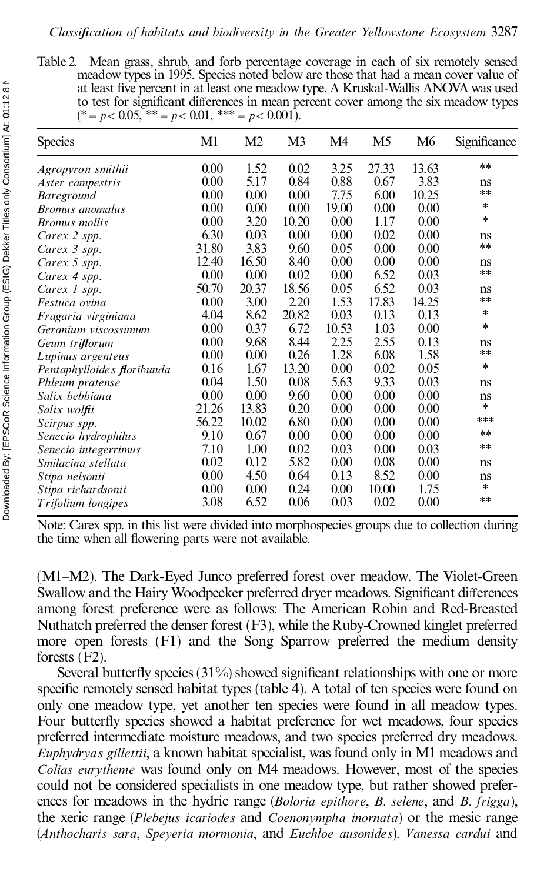Table 2. Mean grass, shrub, and forb percentage coverage in each of six remotely sensed meadow types in 1995. Species noted below are those that had a mean cover value of at least five percent in at least one meadow type. A Kruskal-Wallis ANOVA was used to test for significant differences in mean percent cover among the six meadow types (* = $p < 0.05$, ** = $p < 0.01$, *** = $p < 0.001$).

| Species | M1 | M2 | M3 | M4 | M5 | M6 | Significance |
|---|---|---|---|---|---|---|---|
| *Agropyron smithii* | 0.00 | 1.52 | 0.02 | 3.25 | 27.33 | 13.63 | ** |
| *Aster campestris* | 0.00 | 5.17 | 0.84 | 0.88 | 0.67 | 3.83 | ns |
| *Bareground* | 0.00 | 0.00 | 0.00 | 7.75 | 6.00 | 10.25 | ** |
| *Bromus anomalus* | 0.00 | 0.00 | 0.00 | 19.00 | 0.00 | 0.00 | * |
| *Bromus mollis* | 0.00 | 3.20 | 10.20 | 0.00 | 1.17 | 0.00 | * |
| *Carex 2 spp.* | 6.30 | 0.03 | 0.00 | 0.00 | 0.02 | 0.00 | ns |
| *Carex 3 spp.* | 31.80 | 3.83 | 9.60 | 0.05 | 0.00 | 0.00 | ** |
| *Carex 5 spp.* | 12.40 | 16.50 | 8.40 | 0.00 | 0.00 | 0.00 | ns |
| *Carex 4 spp.* | 0.00 | 0.00 | 0.02 | 0.00 | 6.52 | 0.03 | ** |
| *Carex 1 spp.* | 50.70 | 20.37 | 18.56 | 0.05 | 6.52 | 0.03 | ns |
| *Festuca ovina* | 0.00 | 3.00 | 2.20 | 1.53 | 17.83 | 14.25 | ** |
| *Fragaria virginiana* | 4.04 | 8.62 | 20.82 | 0.03 | 0.13 | 0.13 | * |
| *Geranium viscossimum* | 0.00 | 0.37 | 6.72 | 10.53 | 1.03 | 0.00 | * |
| *Geum triflorum* | 0.00 | 9.68 | 8.44 | 2.25 | 2.55 | 0.13 | ns |
| *Lupinus argenteus* | 0.00 | 0.00 | 0.26 | 1.28 | 6.08 | 1.58 | ** |
| *Pentaphylloides floribunda* | 0.16 | 1.67 | 13.20 | 0.00 | 0.02 | 0.05 | * |
| *Phleum pratense* | 0.04 | 1.50 | 0.08 | 5.63 | 9.33 | 0.03 | ns |
| *Salix bebbiana* | 0.00 | 0.00 | 9.60 | 0.00 | 0.00 | 0.00 | ns |
| *Salix wolfii* | 21.26 | 13.83 | 0.20 | 0.00 | 0.00 | 0.00 | * |
| *Scirpus spp.* | 56.22 | 10.02 | 6.80 | 0.00 | 0.00 | 0.00 | *** |
| *Senecio hydrophilus* | 9.10 | 0.67 | 0.00 | 0.00 | 0.00 | 0.00 | ** |
| *Senecio integerrimus* | 7.10 | 1.00 | 0.02 | 0.03 | 0.00 | 0.03 | ** |
| *Smilacina stellata* | 0.02 | 0.12 | 5.82 | 0.00 | 0.08 | 0.00 | ns |
| *Stipa nelsonii* | 0.00 | 4.50 | 0.64 | 0.13 | 8.52 | 0.00 | ns |
| *Stipa richardsonii* | 0.00 | 0.00 | 0.24 | 0.00 | 10.00 | 1.75 | * |
| *Trifolium longipes* | 3.08 | 6.52 | 0.06 | 0.03 | 0.02 | 0.00 | ** |

Note: Carex spp. in this list were divided into morphospecies groups due to collection during the time when all flowering parts were not available.

(M1–M2). The Dark-Eyed Junco preferred forest over meadow. The Violet-Green Swallow and the Hairy Woodpecker preferred dryer meadows. Significant differences among forest preference were as follows: The American Robin and Red-Breasted Nuthatch preferred the denser forest (F3), while the Ruby-Crowned kinglet preferred more open forests (F1) and the Song Sparrow preferred the medium density forests (F2).

Several butterfly species (31%) showed significant relationships with one or more specific remotely sensed habitat types (table 4). A total of ten species were found on only one meadow type, yet another ten species were found in all meadow types. Four butterfly species showed a habitat preference for wet meadows, four species preferred intermediate moisture meadows, and two species preferred dry meadows. *Euphydryas gillettii*, a known habitat specialist, was found only in M1 meadows and *Colias eurytheme* was found only on M4 meadows. However, most of the species could not be considered specialists in one meadow type, but rather showed preferences for meadows in the hydric range (*Boloria epithore*, *B. selene*, and *B. frigga*), the xeric range (*Plebejus icariodes* and *Coenonympha inornata*) or the mesic range (*Anthocharis sara*, *Speyeria mormonia*, and *Euchloe ausonides*). *Vanessa cardui* and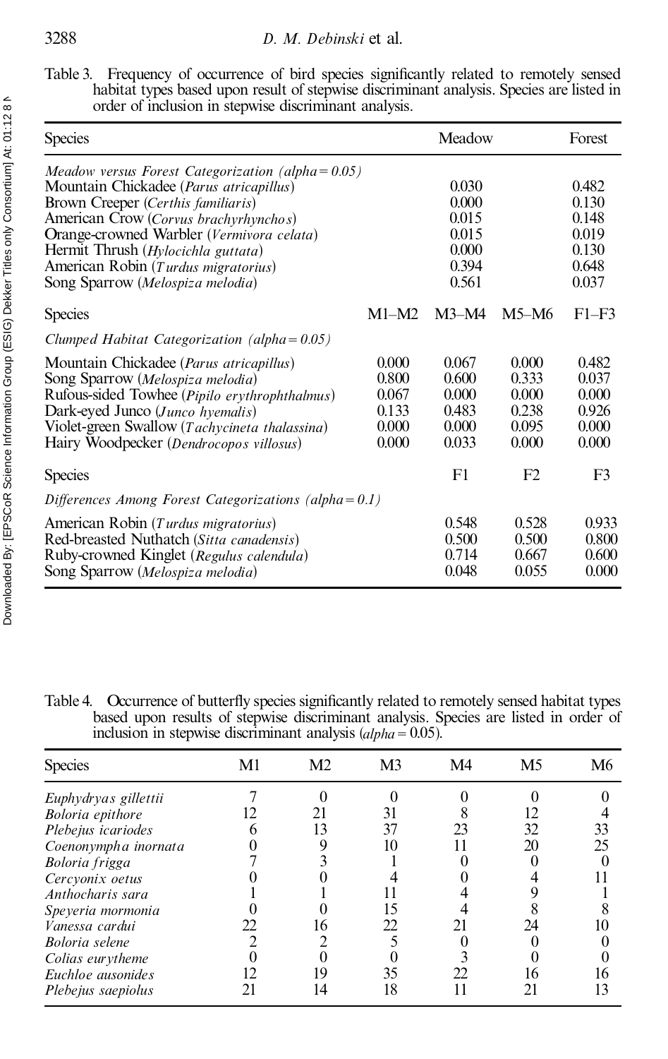Table 3. Frequency of occurrence of bird species significantly related to remotely sensed habitat types based upon result of stepwise discriminant analysis. Species are listed in order of inclusion in stepwise discriminant analysis.

| Species | | Meadow | | Forest |
|---|---|---|---|---|
| *Meadow versus Forest Categorization (alpha = 0.05)* | | | | |
| Mountain Chickadee (*Parus atricapillus*) | | 0.030 | | 0.482 |
| Brown Creeper (*Certhis familiaris*) | | 0.000 | | 0.130 |
| American Crow (*Corvus brachyrhynchos*) | | 0.015 | | 0.148 |
| Orange-crowned Warbler (*Vermivora celata*) | | 0.015 | | 0.019 |
| Hermit Thrush (*Hylocichla guttata*) | | 0.000 | | 0.130 |
| American Robin (*Turdus migratorius*) | | 0.394 | | 0.648 |
| Song Sparrow (*Melospiza melodia*) | | 0.561 | | 0.037 |
| Species | M1–M2 | M3–M4 | M5–M6 | F1–F3 |
| *Clumped Habitat Categorization (alpha = 0.05)* | | | | |
| Mountain Chickadee (*Parus atricapillus*) | 0.000 | 0.067 | 0.000 | 0.482 |
| Song Sparrow (*Melospiza melodia*) | 0.800 | 0.600 | 0.333 | 0.037 |
| Rufous-sided Towhee (*Pipilo erythrophthalmus*) | 0.067 | 0.000 | 0.000 | 0.000 |
| Dark-eyed Junco (*Junco hyemalis*) | 0.133 | 0.483 | 0.238 | 0.926 |
| Violet-green Swallow (*Tachycineta thalassina*) | 0.000 | 0.000 | 0.095 | 0.000 |
| Hairy Woodpecker (*Dendrocopos villosus*) | 0.000 | 0.033 | 0.000 | 0.000 |
| Species | | F1 | F2 | F3 |
| *Differences Among Forest Categorizations (alpha = 0.1)* | | | | |
| American Robin (*Turdus migratorius*) | | 0.548 | 0.528 | 0.933 |
| Red-breasted Nuthatch (*Sitta canadensis*) | | 0.500 | 0.500 | 0.800 |
| Ruby-crowned Kinglet (*Regulus calendula*) | | 0.714 | 0.667 | 0.600 |
| Song Sparrow (*Melospiza melodia*) | | 0.048 | 0.055 | 0.000 |

Table 4. Occurrence of butterfly species significantly related to remotely sensed habitat types based upon results of stepwise discriminant analysis. Species are listed in order of inclusion in stepwise discriminant analysis (*alpha* = 0.05).

| Species | M1 | M2 | M3 | M4 | M5 | M6 |
|---|---|---|---|---|---|---|
| *Euphydryas gillettii* | 7 | 0 | 0 | 0 | 0 | 0 |
| *Boloria epithore* | 12 | 21 | 31 | 8 | 12 | 4 |
| *Plebejus icariodes* | 6 | 13 | 37 | 23 | 32 | 33 |
| *Coenonympha inornata* | 0 | 9 | 10 | 11 | 20 | 25 |
| *Boloria frigga* | 7 | 3 | 1 | 0 | 0 | 0 |
| *Cercyonix oetus* | 0 | 0 | 4 | 0 | 4 | 11 |
| *Anthocharis sara* | 1 | 1 | 11 | 4 | 9 | 1 |
| *Speyeria mormonia* | 0 | 0 | 15 | 4 | 8 | 8 |
| *Vanessa cardui* | 22 | 16 | 22 | 21 | 24 | 10 |
| *Boloria selene* | 2 | 2 | 5 | 0 | 0 | 0 |
| *Colias eurytheme* | 0 | 0 | 0 | 3 | 0 | 0 |
| *Euchloe ausonides* | 12 | 19 | 35 | 22 | 16 | 16 |
| *Plebejus saepiolus* | 21 | 14 | 18 | 11 | 21 | 13 |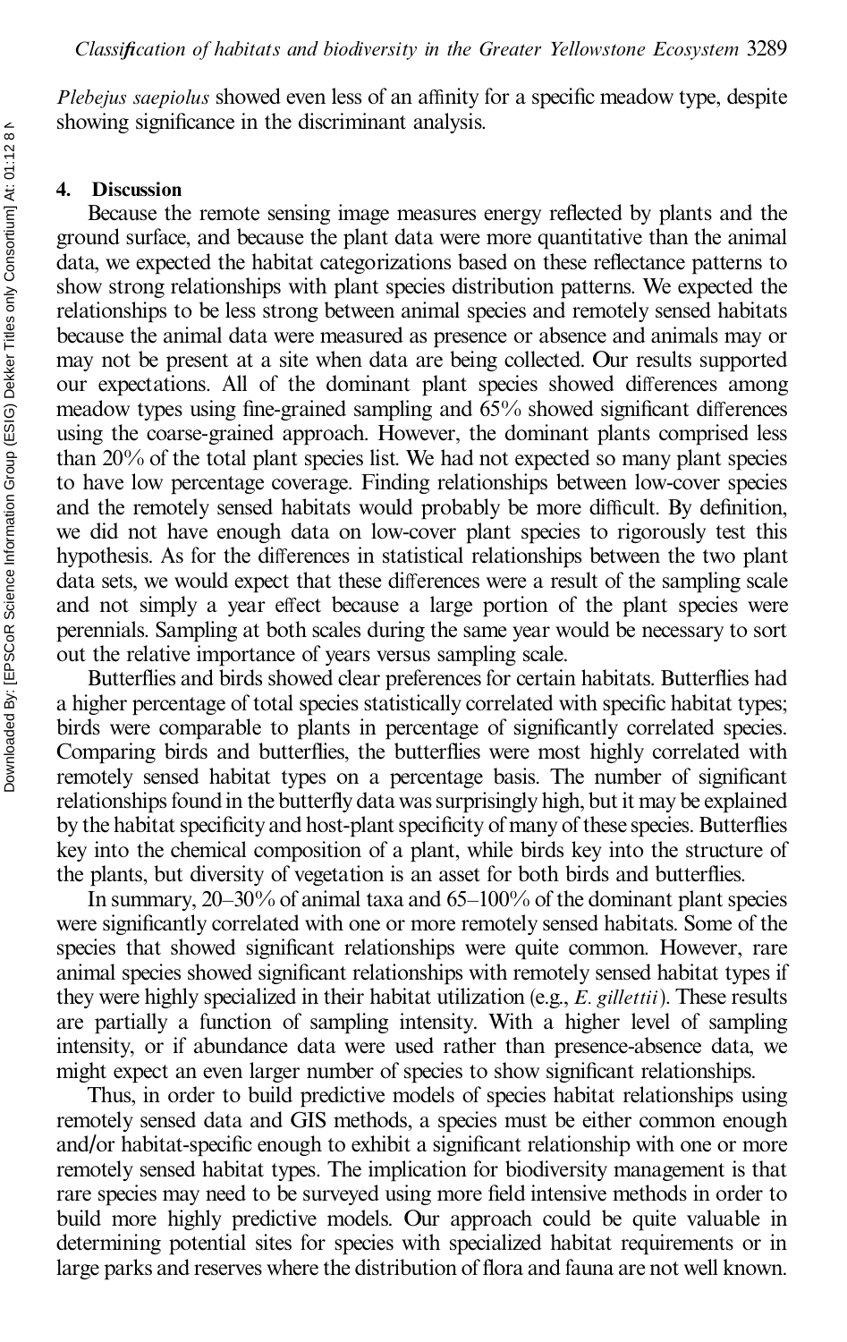*Plebejus saepiolus* showed even less of an affinity for a specific meadow type, despite showing significance in the discriminant analysis.

## 4. Discussion

Because the remote sensing image measures energy reflected by plants and the ground surface, and because the plant data were more quantitative than the animal data, we expected the habitat categorizations based on these reflectance patterns to show strong relationships with plant species distribution patterns. We expected the relationships to be less strong between animal species and remotely sensed habitats because the animal data were measured as presence or absence and animals may or may not be present at a site when data are being collected. Our results supported our expectations. All of the dominant plant species showed differences among meadow types using fine-grained sampling and 65% showed significant differences using the coarse-grained approach. However, the dominant plants comprised less than 20% of the total plant species list. We had not expected so many plant species to have low percentage coverage. Finding relationships between low-cover species and the remotely sensed habitats would probably be more difficult. By definition, we did not have enough data on low-cover plant species to rigorously test this hypothesis. As for the differences in statistical relationships between the two plant data sets, we would expect that these differences were a result of the sampling scale and not simply a year effect because a large portion of the plant species were perennials. Sampling at both scales during the same year would be necessary to sort out the relative importance of years versus sampling scale.

Butterflies and birds showed clear preferences for certain habitats. Butterflies had a higher percentage of total species statistically correlated with specific habitat types; birds were comparable to plants in percentage of significantly correlated species. Comparing birds and butterflies, the butterflies were most highly correlated with remotely sensed habitat types on a percentage basis. The number of significant relationships found in the butterfly data was surprisingly high, but it may be explained by the habitat specificity and host-plant specificity of many of these species. Butterflies key into the chemical composition of a plant, while birds key into the structure of the plants, but diversity of vegetation is an asset for both birds and butterflies.

In summary, 20–30% of animal taxa and 65–100% of the dominant plant species were significantly correlated with one or more remotely sensed habitats. Some of the species that showed significant relationships were quite common. However, rare animal species showed significant relationships with remotely sensed habitat types if they were highly specialized in their habitat utilization (e.g., *E. gillettii*). These results are partially a function of sampling intensity. With a higher level of sampling intensity, or if abundance data were used rather than presence-absence data, we might expect an even larger number of species to show significant relationships.

Thus, in order to build predictive models of species habitat relationships using remotely sensed data and GIS methods, a species must be either common enough and/or habitat-specific enough to exhibit a significant relationship with one or more remotely sensed habitat types. The implication for biodiversity management is that rare species may need to be surveyed using more field intensive methods in order to build more highly predictive models. Our approach could be quite valuable in determining potential sites for species with specialized habitat requirements or in large parks and reserves where the distribution of flora and fauna are not well known.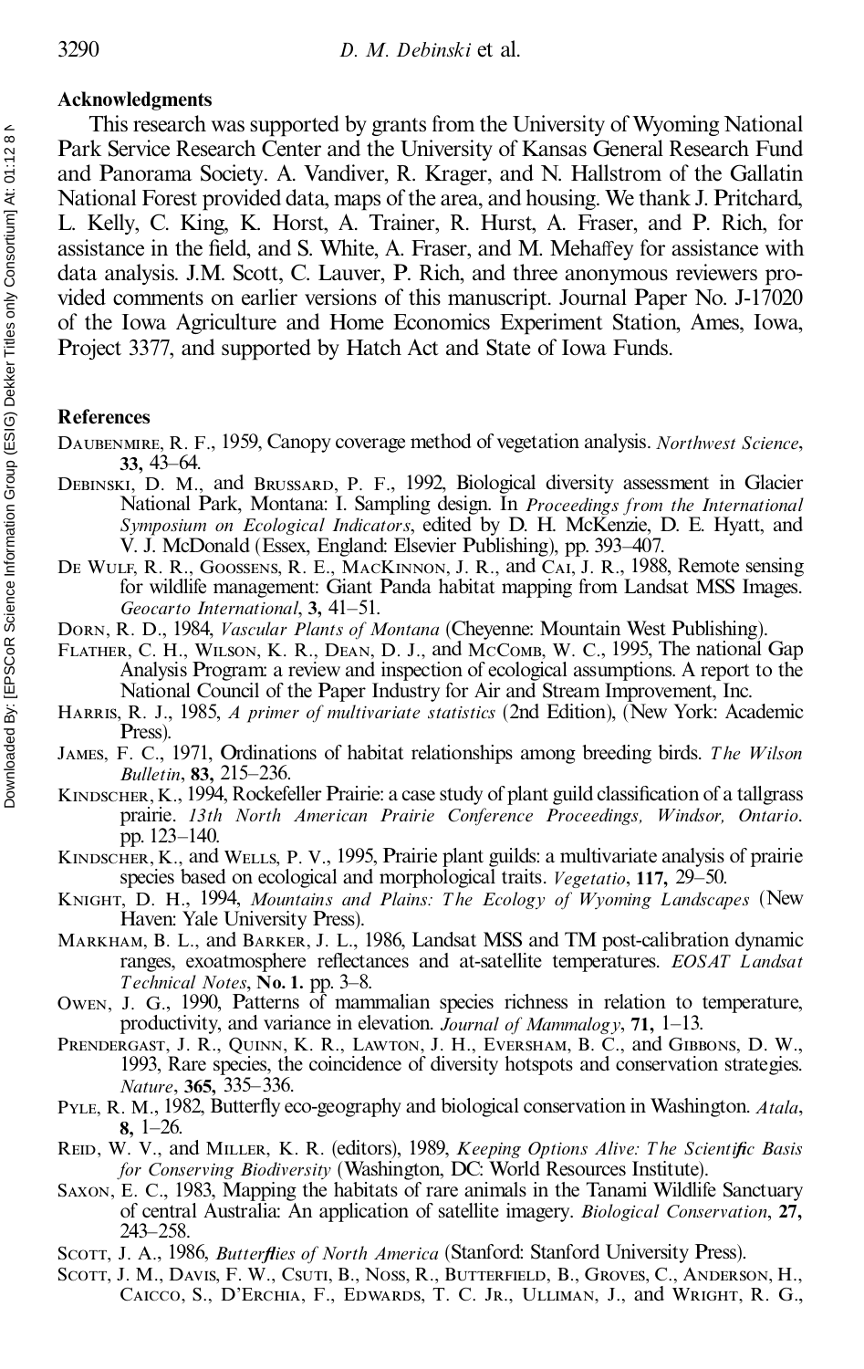## Acknowledgments

This research was supported by grants from the University of Wyoming National Park Service Research Center and the University of Kansas General Research Fund and Panorama Society. A. Vandiver, R. Krager, and N. Hallstrom of the Gallatin National Forest provided data, maps of the area, and housing. We thank J. Pritchard, L. Kelly, C. King, K. Horst, A. Trainer, R. Hurst, A. Fraser, and P. Rich, for assistance in the field, and S. White, A. Fraser, and M. Mehaffey for assistance with data analysis. J.M. Scott, C. Lauver, P. Rich, and three anonymous reviewers provided comments on earlier versions of this manuscript. Journal Paper No. J-17020 of the Iowa Agriculture and Home Economics Experiment Station, Ames, Iowa, Project 3377, and supported by Hatch Act and State of Iowa Funds.

## References

Daubenmire, R. F., 1959, Canopy coverage method of vegetation analysis. *Northwest Science*, **33,** 43–64.

Debinski, D. M., and Brussard, P. F., 1992, Biological diversity assessment in Glacier National Park, Montana: I. Sampling design. In *Proceedings from the International Symposium on Ecological Indicators*, edited by D. H. McKenzie, D. E. Hyatt, and V. J. McDonald (Essex, England: Elsevier Publishing), pp. 393–407.

De Wulf, R. R., Goossens, R. E., MacKinnon, J. R., and Cai, J. R., 1988, Remote sensing for wildlife management: Giant Panda habitat mapping from Landsat MSS Images. *Geocarto International*, **3,** 41–51.

Dorn, R. D., 1984, *Vascular Plants of Montana* (Cheyenne: Mountain West Publishing).

Flather, C. H., Wilson, K. R., Dean, D. J., and McComb, W. C., 1995, The national Gap Analysis Program: a review and inspection of ecological assumptions. A report to the National Council of the Paper Industry for Air and Stream Improvement, Inc.

Harris, R. J., 1985, *A primer of multivariate statistics* (2nd Edition), (New York: Academic Press).

James, F. C., 1971, Ordinations of habitat relationships among breeding birds. *The Wilson Bulletin*, **83,** 215–236.

Kindscher, K., 1994, Rockefeller Prairie: a case study of plant guild classification of a tallgrass prairie. *13th North American Prairie Conference Proceedings, Windsor, Ontario*. pp. 123–140.

Kindscher, K., and Wells, P. V., 1995, Prairie plant guilds: a multivariate analysis of prairie species based on ecological and morphological traits. *Vegetatio*, **117,** 29–50.

Knight, D. H., 1994, *Mountains and Plains: The Ecology of Wyoming Landscapes* (New Haven: Yale University Press).

Markham, B. L., and Barker, J. L., 1986, Landsat MSS and TM post-calibration dynamic ranges, exoatmosphere reflectances and at-satellite temperatures. *EOSAT Landsat Technical Notes*, **No. 1.** pp. 3–8.

Owen, J. G., 1990, Patterns of mammalian species richness in relation to temperature, productivity, and variance in elevation. *Journal of Mammalogy*, **71,** 1–13.

Prendergast, J. R., Quinn, K. R., Lawton, J. H., Eversham, B. C., and Gibbons, D. W., 1993, Rare species, the coincidence of diversity hotspots and conservation strategies. *Nature*, **365,** 335–336.

Pyle, R. M., 1982, Butterfly eco-geography and biological conservation in Washington. *Atala*, **8,** 1–26.

Reid, W. V., and Miller, K. R. (editors), 1989, *Keeping Options Alive: The Scientific Basis for Conserving Biodiversity* (Washington, DC: World Resources Institute).

Saxon, E. C., 1983, Mapping the habitats of rare animals in the Tanami Wildlife Sanctuary of central Australia: An application of satellite imagery. *Biological Conservation*, **27,** 243–258.

Scott, J. A., 1986, *Butterflies of North America* (Stanford: Stanford University Press).

Scott, J. M., Davis, F. W., Csuti, B., Noss, R., Butterfield, B., Groves, C., Anderson, H., Caicco, S., D'Erchia, F., Edwards, T. C. Jr., Ulliman, J., and Wright, R. G.,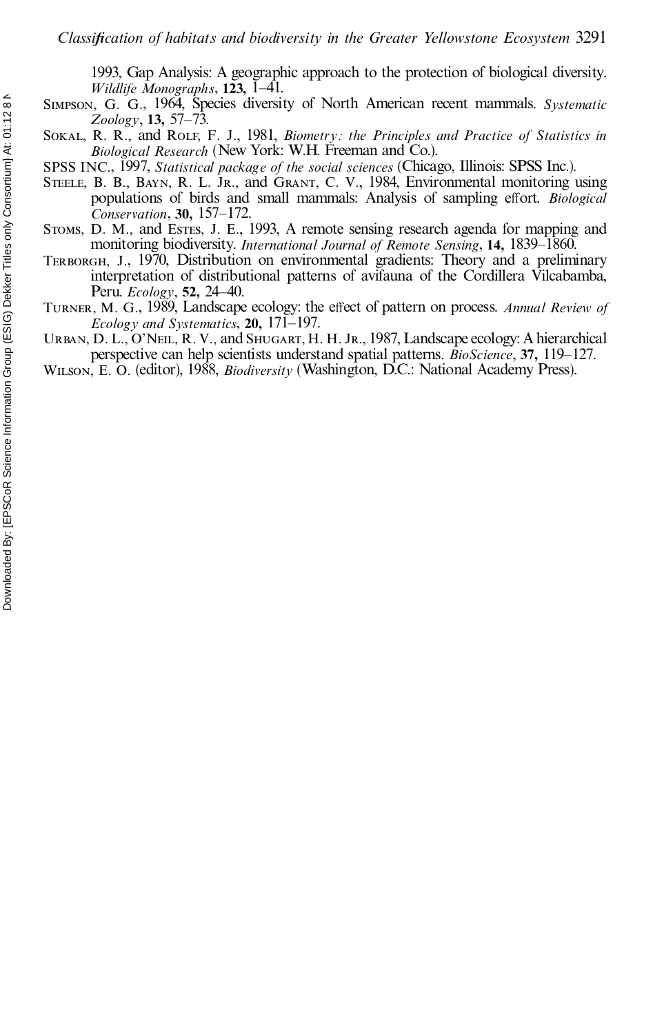1993, Gap Analysis: A geographic approach to the protection of biological diversity. *Wildlife Monographs*, **123,** 1–41.

Simpson, G. G., 1964, Species diversity of North American recent mammals. *Systematic Zoology*, **13,** 57–73.

Sokal, R. R., and Rolf, F. J., 1981, *Biometry: the Principles and Practice of Statistics in Biological Research* (New York: W.H. Freeman and Co.).

SPSS Inc., 1997, *Statistical package of the social sciences* (Chicago, Illinois: SPSS Inc.).

Steele, B. B., Bayn, R. L. Jr., and Grant, C. V., 1984, Environmental monitoring using populations of birds and small mammals: Analysis of sampling effort. *Biological Conservation*, **30,** 157–172.

Stoms, D. M., and Estes, J. E., 1993, A remote sensing research agenda for mapping and monitoring biodiversity. *International Journal of Remote Sensing*, **14,** 1839–1860.

Terborgh, J., 1970, Distribution on environmental gradients: Theory and a preliminary interpretation of distributional patterns of avifauna of the Cordillera Vilcabamba, Peru. *Ecology*, **52,** 24–40.

Turner, M. G., 1989, Landscape ecology: the effect of pattern on process. *Annual Review of Ecology and Systematics*, **20,** 171–197.

Urban, D. L., O'Neil, R. V., and Shugart, H. H. Jr., 1987, Landscape ecology: A hierarchical perspective can help scientists understand spatial patterns. *BioScience*, **37,** 119–127.

Wilson, E. O. (editor), 1988, *Biodiversity* (Washington, D.C.: National Academy Press).